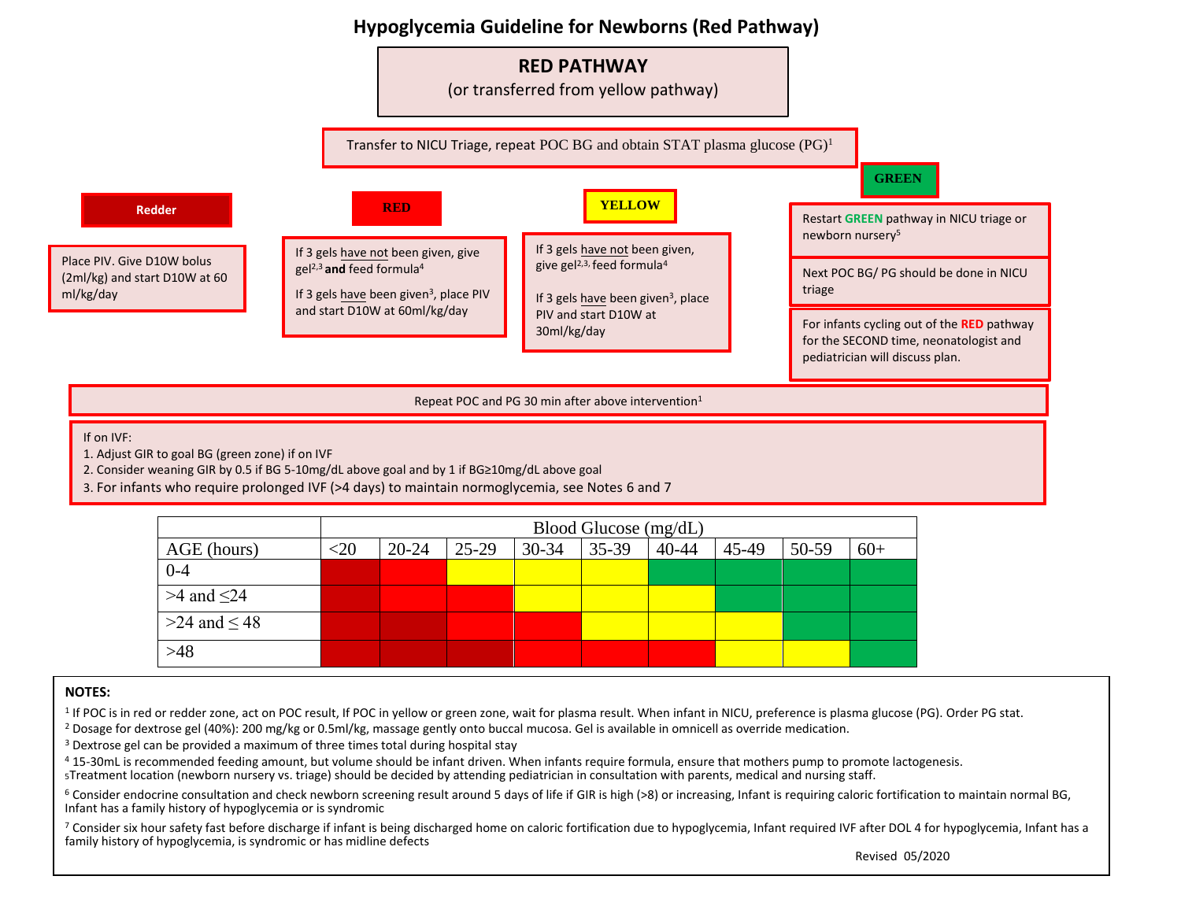# Hypoglycemia Guideline for Newborns (Red Pathway)

## RED PATHWAY
(or transferred from yellow pathway)

Transfer to NICU Triage, repeat POC BG and obtain STAT plasma glucose (PG)[1]

**Redder**

Place PIV. Give D10W bolus (2ml/kg) and start D10W at 60 ml/kg/day

**RED**

If 3 gels have not been given, give gel[2,3] **and** feed formula[4]

If 3 gels have been given[3], place PIV and start D10W at 60ml/kg/day

**YELLOW**

If 3 gels have not been given, give gel[2,3], feed formula[4]

If 3 gels have been given[3], place PIV and start D10W at 30ml/kg/day

**GREEN**

Restart **GREEN** pathway in NICU triage or newborn nursery[5]

Next POC BG/ PG should be done in NICU triage

For infants cycling out of the **RED** pathway for the SECOND time, neonatologist and pediatrician will discuss plan.

Repeat POC and PG 30 min after above intervention[1]

If on IVF:
1. Adjust GIR to goal BG (green zone) if on IVF
2. Consider weaning GIR by 0.5 if BG 5-10mg/dL above goal and by 1 if BG≥10mg/dL above goal
3. For infants who require prolonged IVF (>4 days) to maintain normoglycemia, see Notes 6 and 7

| | Blood Glucose (mg/dL) | | | | | | | | |
|---|---|---|---|---|---|---|---|---|---|
| AGE (hours) | <20 | 20-24 | 25-29 | 30-34 | 35-39 | 40-44 | 45-49 | 50-59 | 60+ |
| 0-4 | Redder | Red | Yellow | Yellow | Yellow | Green | Green | Green | Green |
| >4 and ≤24 | Redder | Red | Red | Yellow | Yellow | Yellow | Green | Green | Green |
| >24 and ≤ 48 | Redder | Redder | Red | Red | Yellow | Yellow | Yellow | Green | Green |
| >48 | Redder | Redder | Redder | Red | Red | Red | Yellow | Yellow | Green |

**NOTES:**

[1] If POC is in red or redder zone, act on POC result, If POC in yellow or green zone, wait for plasma result. When infant in NICU, preference is plasma glucose (PG). Order PG stat.

[2] Dosage for dextrose gel (40%): 200 mg/kg or 0.5ml/kg, massage gently onto buccal mucosa. Gel is available in omnicell as override medication.

[3] Dextrose gel can be provided a maximum of three times total during hospital stay

[4] 15-30mL is recommended feeding amount, but volume should be infant driven. When infants require formula, ensure that mothers pump to promote lactogenesis.

[5] Treatment location (newborn nursery vs. triage) should be decided by attending pediatrician in consultation with parents, medical and nursing staff.

[6] Consider endocrine consultation and check newborn screening result around 5 days of life if GIR is high (>8) or increasing, Infant is requiring caloric fortification to maintain normal BG, Infant has a family history of hypoglycemia or is syndromic

[7] Consider six hour safety fast before discharge if infant is being discharged home on caloric fortification due to hypoglycemia, Infant required IVF after DOL 4 for hypoglycemia, Infant has a family history of hypoglycemia, is syndromic or has midline defects

Revised 05/2020